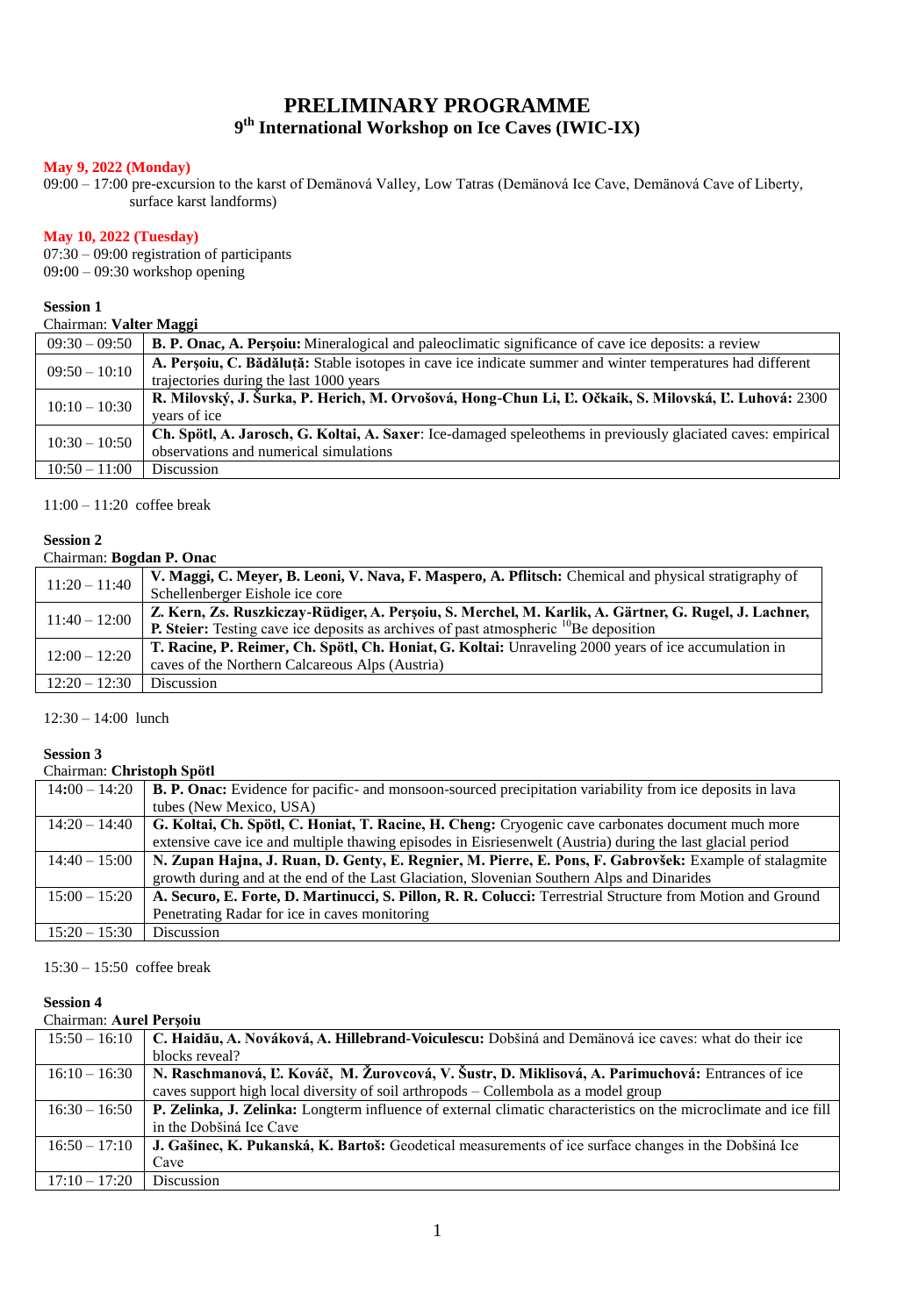# PRELIMINARY PROGRAMME

## 9th International Workshop on Ice Caves (IWIC-IX)

**May 9, 2022 (Monday)**

09:00 – 17:00 pre-excursion to the karst of Demänová Valley, Low Tatras (Demänová Ice Cave, Demänová Cave of Liberty, surface karst landforms)

**May 10, 2022 (Tuesday)**

07:30 – 09:00 registration of participants

09:00 – 09:30 workshop opening

**Session 1**

Chairman: **Valter Maggi**

| | |
|---|---|
| 09:30 – 09:50 | **B. P. Onac, A. Perşoiu:** Mineralogical and paleoclimatic significance of cave ice deposits: a review |
| 09:50 – 10:10 | **A. Perşoiu, C. Bădăluţă:** Stable isotopes in cave ice indicate summer and winter temperatures had different trajectories during the last 1000 years |
| 10:10 – 10:30 | **R. Milovský, J. Šurka, P. Herich, M. Orvošová, Hong-Chun Li, Ľ. Očkaik, S. Milovská, Ľ. Luhová:** 2300 years of ice |
| 10:30 – 10:50 | **Ch. Spötl, A. Jarosch, G. Koltai, A. Saxer**: Ice-damaged speleothems in previously glaciated caves: empirical observations and numerical simulations |
| 10:50 – 11:00 | Discussion |

11:00 – 11:20 coffee break

**Session 2**

Chairman: **Bogdan P. Onac**

| | |
|---|---|
| 11:20 – 11:40 | **V. Maggi, C. Meyer, B. Leoni, V. Nava, F. Maspero, A. Pflitsch:** Chemical and physical stratigraphy of Schellenberger Eishole ice core |
| 11:40 – 12:00 | **Z. Kern, Zs. Ruszkiczay-Rüdiger, A. Perşoiu, S. Merchel, M. Karlik, A. Gärtner, G. Rugel, J. Lachner, P. Steier:** Testing cave ice deposits as archives of past atmospheric $^{10}$Be deposition |
| 12:00 – 12:20 | **T. Racine, P. Reimer, Ch. Spötl, Ch. Honiat, G. Koltai:** Unraveling 2000 years of ice accumulation in caves of the Northern Calcareous Alps (Austria) |
| 12:20 – 12:30 | Discussion |

12:30 – 14:00 lunch

**Session 3**

Chairman: **Christoph Spötl**

| | |
|---|---|
| 14:00 – 14:20 | **B. P. Onac:** Evidence for pacific- and monsoon-sourced precipitation variability from ice deposits in lava tubes (New Mexico, USA) |
| 14:20 – 14:40 | **G. Koltai, Ch. Spötl, C. Honiat, T. Racine, H. Cheng:** Cryogenic cave carbonates document much more extensive cave ice and multiple thawing episodes in Eisriesenwelt (Austria) during the last glacial period |
| 14:40 – 15:00 | **N. Zupan Hajna, J. Ruan, D. Genty, E. Regnier, M. Pierre, E. Pons, F. Gabrovšek:** Example of stalagmite growth during and at the end of the Last Glaciation, Slovenian Southern Alps and Dinarides |
| 15:00 – 15:20 | **A. Securo, E. Forte, D. Martinucci, S. Pillon, R. R. Colucci:** Terrestrial Structure from Motion and Ground Penetrating Radar for ice in caves monitoring |
| 15:20 – 15:30 | Discussion |

15:30 – 15:50 coffee break

**Session 4**

Chairman: **Aurel Perşoiu**

| | |
|---|---|
| 15:50 – 16:10 | **C. Haidău, A. Nováková, A. Hillebrand-Voiculescu:** Dobšiná and Demänová ice caves: what do their ice blocks reveal? |
| 16:10 – 16:30 | **N. Raschmanová, Ľ. Kováč, M. Žurovcová, V. Šustr, D. Miklisová, A. Parimuchová:** Entrances of ice caves support high local diversity of soil arthropods – Collembola as a model group |
| 16:30 – 16:50 | **P. Zelinka, J. Zelinka:** Longterm influence of external climatic characteristics on the microclimate and ice fill in the Dobšiná Ice Cave |
| 16:50 – 17:10 | **J. Gašinec, K. Pukanská, K. Bartoš:** Geodetical measurements of ice surface changes in the Dobšiná Ice Cave |
| 17:10 – 17:20 | Discussion |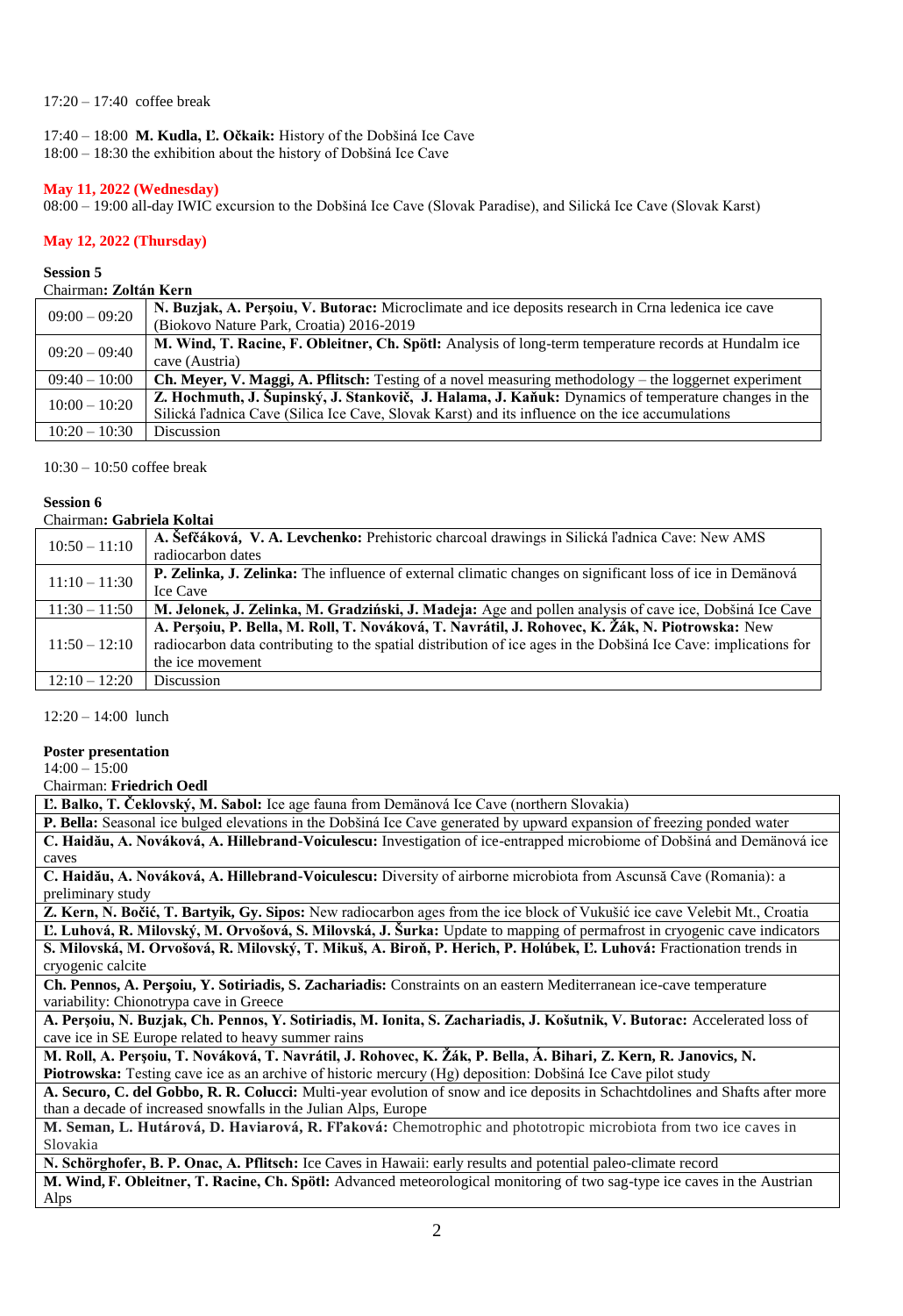17:20 – 17:40 coffee break

17:40 – 18:00 **M. Kudla, Ľ. Očkaik:** History of the Dobšiná Ice Cave
18:00 – 18:30 the exhibition about the history of Dobšiná Ice Cave

**May 11, 2022 (Wednesday)**
08:00 – 19:00 all-day IWIC excursion to the Dobšiná Ice Cave (Slovak Paradise), and Silická Ice Cave (Slovak Karst)

**May 12, 2022 (Thursday)**

**Session 5**
Chairman**: Zoltán Kern**

| | |
|---|---|
| 09:00 – 09:20 | **N. Buzjak, A. Perşoiu, V. Butorac:** Microclimate and ice deposits research in Crna ledenica ice cave (Biokovo Nature Park, Croatia) 2016-2019 |
| 09:20 – 09:40 | **M. Wind, T. Racine, F. Obleitner, Ch. Spötl:** Analysis of long-term temperature records at Hundalm ice cave (Austria) |
| 09:40 – 10:00 | **Ch. Meyer, V. Maggi, A. Pflitsch:** Testing of a novel measuring methodology – the loggernet experiment |
| 10:00 – 10:20 | **Z. Hochmuth, J. Šupinský, J. Stankovič, J. Halama, J. Kaňuk:** Dynamics of temperature changes in the Silická ľadnica Cave (Silica Ice Cave, Slovak Karst) and its influence on the ice accumulations |
| 10:20 – 10:30 | Discussion |

10:30 – 10:50 coffee break

**Session 6**
Chairman**: Gabriela Koltai**

| | |
|---|---|
| 10:50 – 11:10 | **A. Šefčáková, V. A. Levchenko:** Prehistoric charcoal drawings in Silická ľadnica Cave: New AMS radiocarbon dates |
| 11:10 – 11:30 | **P. Zelinka, J. Zelinka:** The influence of external climatic changes on significant loss of ice in Demänová Ice Cave |
| 11:30 – 11:50 | **M. Jelonek, J. Zelinka, M. Gradziński, J. Madeja:** Age and pollen analysis of cave ice, Dobšiná Ice Cave |
| 11:50 – 12:10 | **A. Perşoiu, P. Bella, M. Roll, T. Nováková, T. Navrátil, J. Rohovec, K. Žák, N. Piotrowska:** New radiocarbon data contributing to the spatial distribution of ice ages in the Dobšiná Ice Cave: implications for the ice movement |
| 12:10 – 12:20 | Discussion |

12:20 – 14:00 lunch

**Poster presentation**
14:00 – 15:00
Chairman: **Friedrich Oedl**

| |
|---|
| **Ľ. Balko, T. Čeklovský, M. Sabol:** Ice age fauna from Demänová Ice Cave (northern Slovakia) |
| **P. Bella:** Seasonal ice bulged elevations in the Dobšiná Ice Cave generated by upward expansion of freezing ponded water |
| **C. Haidău, A. Nováková, A. Hillebrand-Voiculescu:** Investigation of ice-entrapped microbiome of Dobšiná and Demänová ice caves |
| **C. Haidău, A. Nováková, A. Hillebrand-Voiculescu:** Diversity of airborne microbiota from Ascunsă Cave (Romania): a preliminary study |
| **Z. Kern, N. Bočić, T. Bartyik, Gy. Sipos:** New radiocarbon ages from the ice block of Vukušić ice cave Velebit Mt., Croatia |
| **Ľ. Luhová, R. Milovský, M. Orvošová, S. Milovská, J. Šurka:** Update to mapping of permafrost in cryogenic cave indicators |
| **S. Milovská, M. Orvošová, R. Milovský, T. Mikuš, A. Biroň, P. Herich, P. Holúbek, Ľ. Luhová:** Fractionation trends in cryogenic calcite |
| **Ch. Pennos, A. Perşoiu, Y. Sotiriadis, S. Zachariadis:** Constraints on an eastern Mediterranean ice-cave temperature variability: Chionotrypa cave in Greece |
| **A. Perşoiu, N. Buzjak, Ch. Pennos, Y. Sotiriadis, M. Ionita, S. Zachariadis, J. Košutnik, V. Butorac:** Accelerated loss of cave ice in SE Europe related to heavy summer rains |
| **M. Roll, A. Perşoiu, T. Nováková, T. Navrátil, J. Rohovec, K. Žák, P. Bella, Á. Bihari, Z. Kern, R. Janovics, N. Piotrowska:** Testing cave ice as an archive of historic mercury (Hg) deposition: Dobšiná Ice Cave pilot study |
| **A. Securo, C. del Gobbo, R. R. Colucci:** Multi-year evolution of snow and ice deposits in Schachtdolines and Shafts after more than a decade of increased snowfalls in the Julian Alps, Europe |
| **M. Seman, L. Hutárová, D. Haviarová, R. Fľaková:** Chemotrophic and phototropic microbiota from two ice caves in Slovakia |
| **N. Schörghofer, B. P. Onac, A. Pflitsch:** Ice Caves in Hawaii: early results and potential paleo-climate record |
| **M. Wind, F. Obleitner, T. Racine, Ch. Spötl:** Advanced meteorological monitoring of two sag-type ice caves in the Austrian Alps |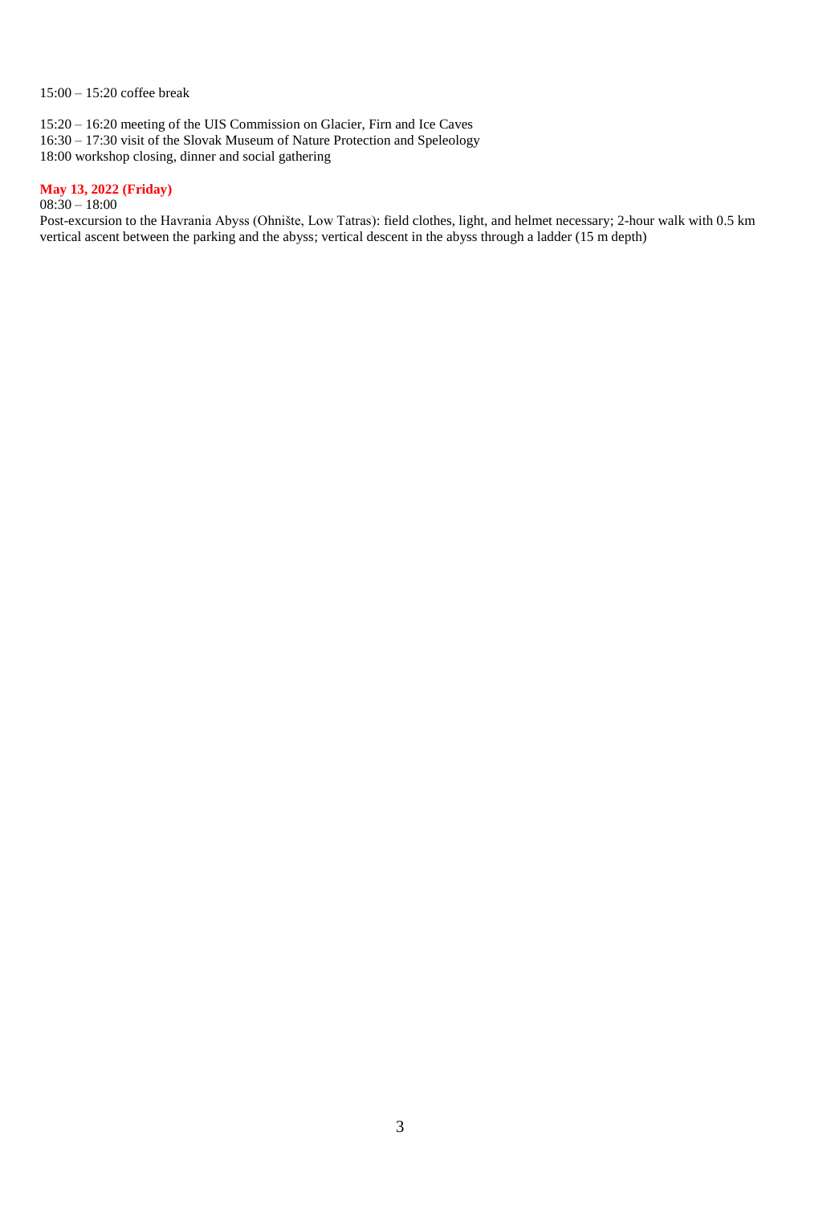15:00 – 15:20 coffee break

15:20 – 16:20 meeting of the UIS Commission on Glacier, Firn and Ice Caves
16:30 – 17:30 visit of the Slovak Museum of Nature Protection and Speleology
18:00 workshop closing, dinner and social gathering

**May 13, 2022 (Friday)**
08:30 – 18:00
Post-excursion to the Havrania Abyss (Ohnište, Low Tatras): field clothes, light, and helmet necessary; 2-hour walk with 0.5 km vertical ascent between the parking and the abyss; vertical descent in the abyss through a ladder (15 m depth)